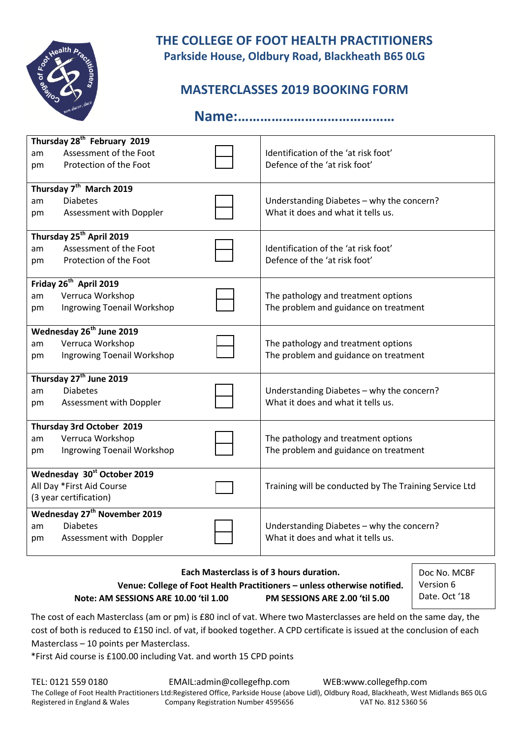# THE COLLEGE OF FOOT HEALTH PRACTITIONERS

**Parkside House, Oldbury Road, Blackheath B65 0LG**

## MASTERCLASSES 2019 BOOKING FORM

## Name:……………………………………

| Date / Session | Book | Description |
|---|---|---|
| **Thursday 28th February 2019** | | |
| am Assessment of the Foot | ☐ | Identification of the 'at risk foot' |
| pm Protection of the Foot | ☐ | Defence of the 'at risk foot' |
| **Thursday 7th March 2019** | | |
| am Diabetes | ☐ | Understanding Diabetes – why the concern? |
| pm Assessment with Doppler | ☐ | What it does and what it tells us. |
| **Thursday 25th April 2019** | | |
| am Assessment of the Foot | ☐ | Identification of the 'at risk foot' |
| pm Protection of the Foot | ☐ | Defence of the 'at risk foot' |
| **Friday 26th April 2019** | | |
| am Verruca Workshop | ☐ | The pathology and treatment options |
| pm Ingrowing Toenail Workshop | ☐ | The problem and guidance on treatment |
| **Wednesday 26th June 2019** | | |
| am Verruca Workshop | ☐ | The pathology and treatment options |
| pm Ingrowing Toenail Workshop | ☐ | The problem and guidance on treatment |
| **Thursday 27th June 2019** | | |
| am Diabetes | ☐ | Understanding Diabetes – why the concern? |
| pm Assessment with Doppler | ☐ | What it does and what it tells us. |
| **Thursday 3rd October 2019** | | |
| am Verruca Workshop | ☐ | The pathology and treatment options |
| pm Ingrowing Toenail Workshop | ☐ | The problem and guidance on treatment |
| **Wednesday 30st October 2019** | | |
| All Day *First Aid Course (3 year certification) | ☐ | Training will be conducted by The Training Service Ltd |
| **Wednesday 27th November 2019** | | |
| am Diabetes | ☐ | Understanding Diabetes – why the concern? |
| pm Assessment with Doppler | ☐ | What it does and what it tells us. |

**Each Masterclass is of 3 hours duration.**
**Venue: College of Foot Health Practitioners – unless otherwise notified.**
**Note: AM SESSIONS ARE 10.00 'til 1.00 PM SESSIONS ARE 2.00 'til 5.00**

Doc No. MCBF
Version 6
Date. Oct '18

The cost of each Masterclass (am or pm) is £80 incl of vat. Where two Masterclasses are held on the same day, the cost of both is reduced to £150 incl. of vat, if booked together. A CPD certificate is issued at the conclusion of each Masterclass – 10 points per Masterclass.
*First Aid course is £100.00 including Vat. and worth 15 CPD points

TEL: 0121 559 0180 EMAIL:admin@collegefhp.com WEB:www.collegefhp.com
The College of Foot Health Practitioners Ltd:Registered Office, Parkside House (above Lidl), Oldbury Road, Blackheath, West Midlands B65 0LG
Registered in England & Wales Company Registration Number 4595656 VAT No. 812 5360 56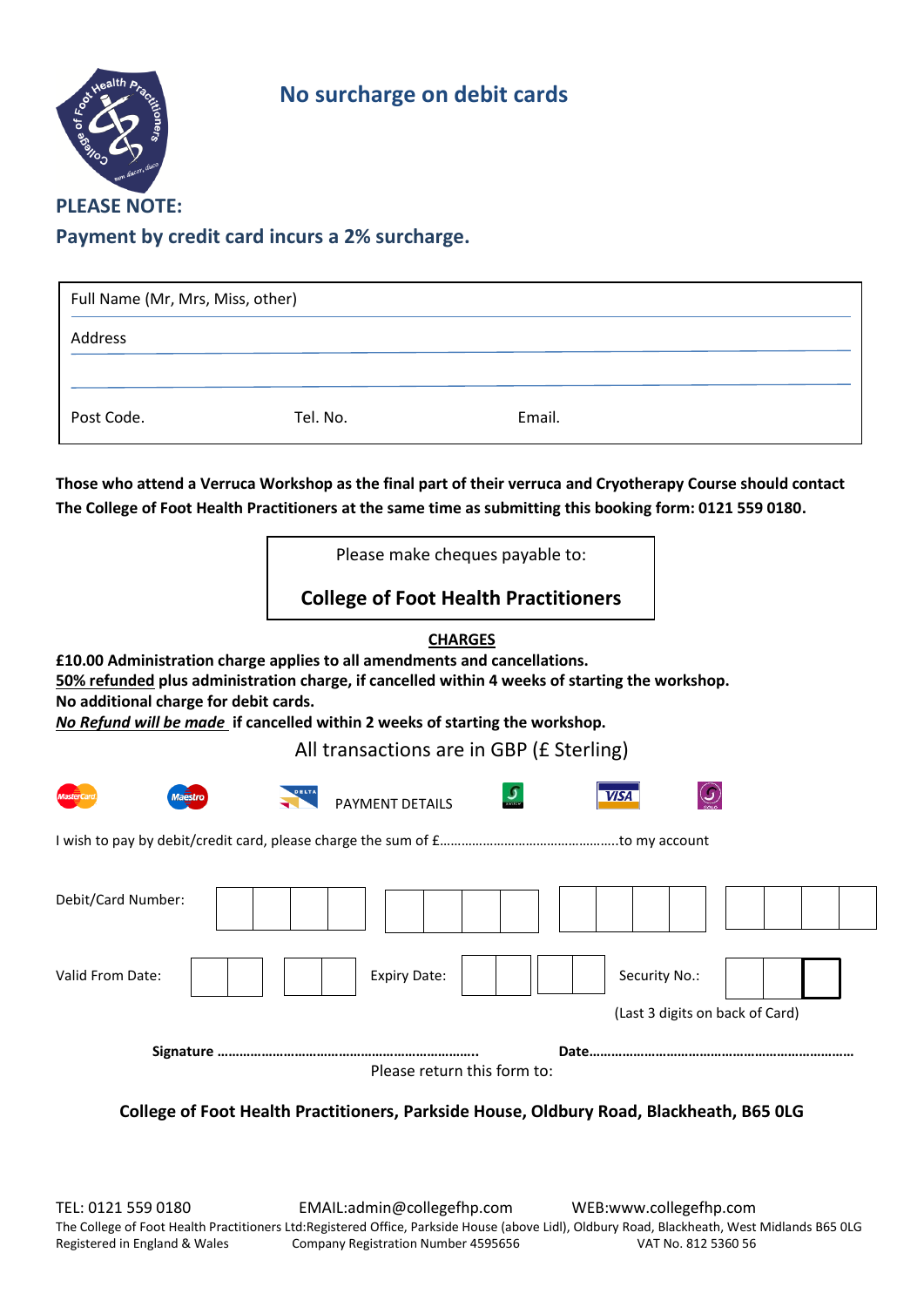## No surcharge on debit cards

**PLEASE NOTE:**

**Payment by credit card incurs a 2% surcharge.**

| |
|---|
| Full Name (Mr, Mrs, Miss, other) |
| Address |
| |
| Post Code. Tel. No. Email. |

**Those who attend a Verruca Workshop as the final part of their verruca and Cryotherapy Course should contact The College of Foot Health Practitioners at the same time as submitting this booking form: 0121 559 0180.**

Please make cheques payable to:

**College of Foot Health Practitioners**

**CHARGES**

**£10.00 Administration charge applies to all amendments and cancellations.**
**50% refunded plus administration charge, if cancelled within 4 weeks of starting the workshop.**
**No additional charge for debit cards.**
***No Refund will be made*** **if cancelled within 2 weeks of starting the workshop.**

All transactions are in GBP (£ Sterling)

PAYMENT DETAILS

I wish to pay by debit/credit card, please charge the sum of £…………………………………………..to my account

Debit/Card Number:

Valid From Date: Expiry Date: Security No.:

(Last 3 digits on back of Card)

**Signature ……………………………………………………………..** **Date………………………………………………………………**

Please return this form to:

**College of Foot Health Practitioners, Parkside House, Oldbury Road, Blackheath, B65 0LG**

TEL: 0121 559 0180 EMAIL:admin@collegefhp.com WEB:www.collegefhp.com

The College of Foot Health Practitioners Ltd:Registered Office, Parkside House (above Lidl), Oldbury Road, Blackheath, West Midlands B65 0LG

Registered in England & Wales Company Registration Number 4595656 VAT No. 812 5360 56